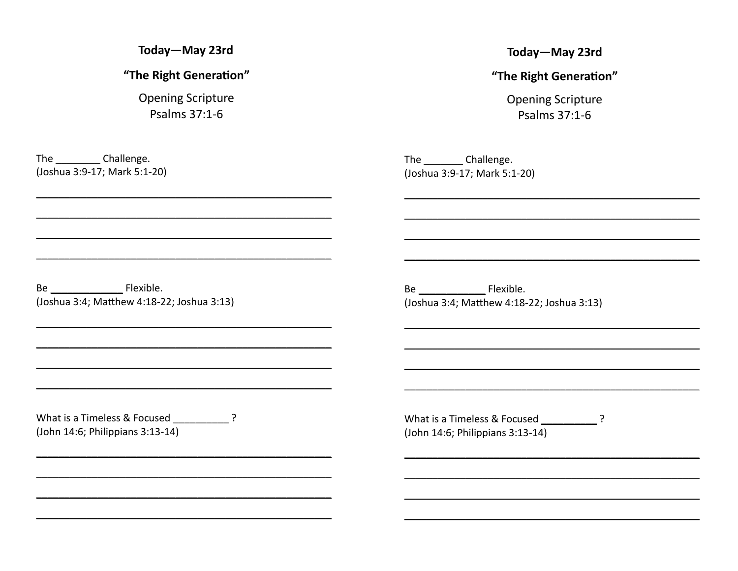**Today—May 23rd**

**"The Right Generation"**

Opening Scripture
Psalms 37:1-6

The ________ Challenge.
(Joshua 3:9-17; Mark 5:1-20)

________________________________________________

________________________________________________

________________________________________________

________________________________________________

Be ____________ Flexible.
(Joshua 3:4; Matthew 4:18-22; Joshua 3:13)

________________________________________________

________________________________________________

________________________________________________

________________________________________________

What is a Timeless & Focused __________ ?
(John 14:6; Philippians 3:13-14)

________________________________________________

________________________________________________

________________________________________________

________________________________________________

**Today—May 23rd**

**"The Right Generation"**

Opening Scripture
Psalms 37:1-6

The _______ Challenge.
(Joshua 3:9-17; Mark 5:1-20)

________________________________________________

________________________________________________

________________________________________________

________________________________________________

Be ____________ Flexible.
(Joshua 3:4; Matthew 4:18-22; Joshua 3:13)

________________________________________________

________________________________________________

________________________________________________

________________________________________________

What is a Timeless & Focused __________ ?
(John 14:6; Philippians 3:13-14)

________________________________________________

________________________________________________

________________________________________________

________________________________________________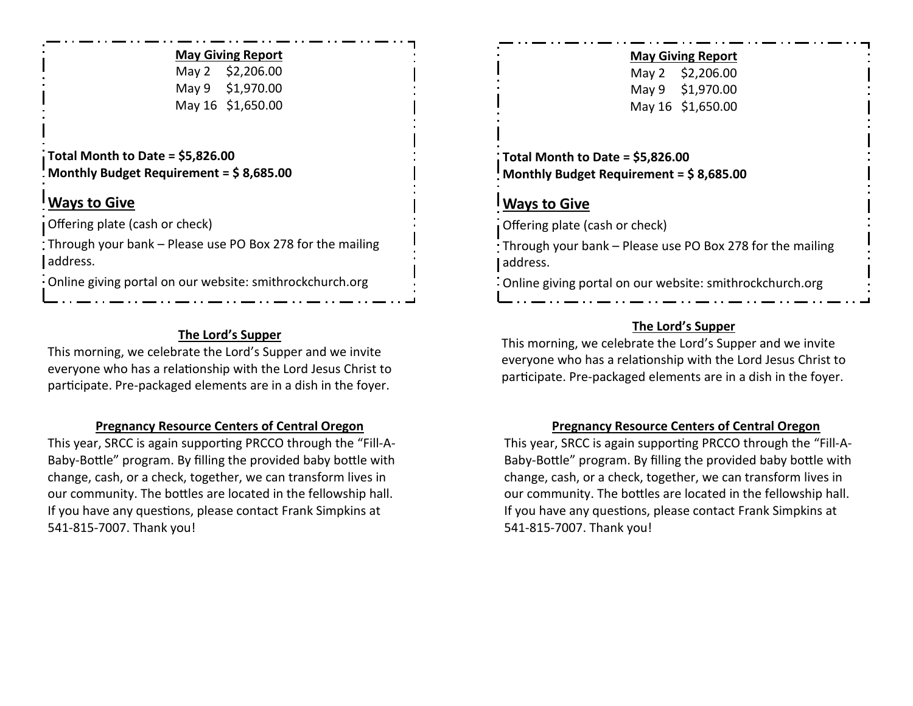**May Giving Report**

| | |
|---|---|
| May 2 | $2,206.00 |
| May 9 | $1,970.00 |
| May 16 | $1,650.00 |

**Total Month to Date = $5,826.00**
**Monthly Budget Requirement = $ 8,685.00**

## Ways to Give

Offering plate (cash or check)

Through your bank – Please use PO Box 278 for the mailing address.

Online giving portal on our website: smithrockchurch.org

**The Lord's Supper**

This morning, we celebrate the Lord's Supper and we invite everyone who has a relationship with the Lord Jesus Christ to participate. Pre-packaged elements are in a dish in the foyer.

**Pregnancy Resource Centers of Central Oregon**

This year, SRCC is again supporting PRCCO through the "Fill-A-Baby-Bottle" program. By filling the provided baby bottle with change, cash, or a check, together, we can transform lives in our community. The bottles are located in the fellowship hall. If you have any questions, please contact Frank Simpkins at 541-815-7007. Thank you!

**May Giving Report**

| | |
|---|---|
| May 2 | $2,206.00 |
| May 9 | $1,970.00 |
| May 16 | $1,650.00 |

**Total Month to Date = $5,826.00**
**Monthly Budget Requirement = $ 8,685.00**

## Ways to Give

Offering plate (cash or check)

Through your bank – Please use PO Box 278 for the mailing address.

Online giving portal on our website: smithrockchurch.org

**The Lord's Supper**

This morning, we celebrate the Lord's Supper and we invite everyone who has a relationship with the Lord Jesus Christ to participate. Pre-packaged elements are in a dish in the foyer.

**Pregnancy Resource Centers of Central Oregon**

This year, SRCC is again supporting PRCCO through the "Fill-A-Baby-Bottle" program. By filling the provided baby bottle with change, cash, or a check, together, we can transform lives in our community. The bottles are located in the fellowship hall. If you have any questions, please contact Frank Simpkins at 541-815-7007. Thank you!